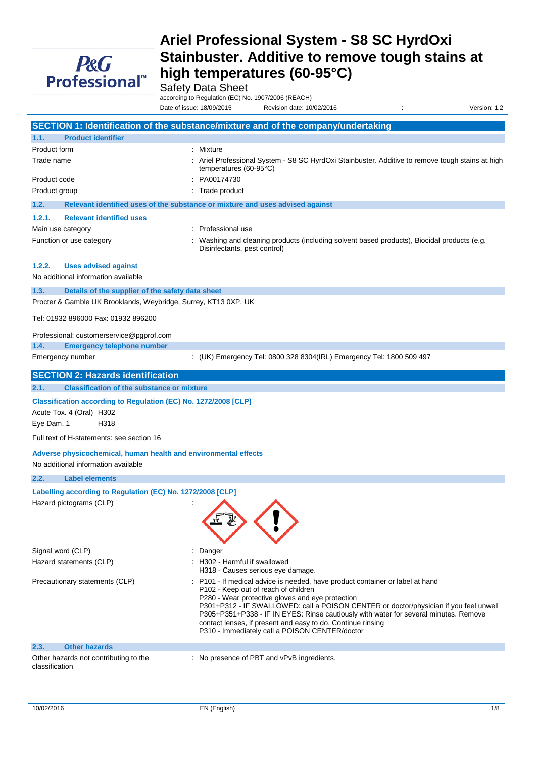# Ariel Professional System - S8 SC HyrdOxi Stainbuster. Additive to remove tough stains at high temperatures (60-95°C)

Safety Data Sheet

according to Regulation (EC) No. 1907/2006 (REACH)

Date of issue: 18/09/2015 Revision date: 10/02/2016 : Version: 1.2

## SECTION 1: Identification of the substance/mixture and of the company/undertaking

### 1.1. Product identifier

| | |
|---|---|
| Product form | : Mixture |
| Trade name | : Ariel Professional System - S8 SC HyrdOxi Stainbuster. Additive to remove tough stains at high temperatures (60-95°C) |
| Product code | : PA00174730 |
| Product group | : Trade product |

### 1.2. Relevant identified uses of the substance or mixture and uses advised against

#### 1.2.1. Relevant identified uses

| | |
|---|---|
| Main use category | : Professional use |
| Function or use category | : Washing and cleaning products (including solvent based products), Biocidal products (e.g. Disinfectants, pest control) |

#### 1.2.2. Uses advised against

No additional information available

### 1.3. Details of the supplier of the safety data sheet

Procter & Gamble UK Brooklands, Weybridge, Surrey, KT13 0XP, UK

Tel: 01932 896000 Fax: 01932 896200

Professional: customerservice@pgprof.com

### 1.4. Emergency telephone number

| | |
|---|---|
| Emergency number | : (UK) Emergency Tel: 0800 328 8304(IRL) Emergency Tel: 1800 509 497 |

## SECTION 2: Hazards identification

### 2.1. Classification of the substance or mixture

**Classification according to Regulation (EC) No. 1272/2008 [CLP]**

Acute Tox. 4 (Oral) H302

Eye Dam. 1 H318

Full text of H-statements: see section 16

**Adverse physicochemical, human health and environmental effects**

No additional information available

### 2.2. Label elements

**Labelling according to Regulation (EC) No. 1272/2008 [CLP]**

Hazard pictograms (CLP) :

Signal word (CLP) : Danger

Hazard statements (CLP) :
- H302 - Harmful if swallowed
- H318 - Causes serious eye damage.

Precautionary statements (CLP) :
- P101 - If medical advice is needed, have product container or label at hand
- P102 - Keep out of reach of children
- P280 - Wear protective gloves and eye protection
- P301+P312 - IF SWALLOWED: call a POISON CENTER or doctor/physician if you feel unwell
- P305+P351+P338 - IF IN EYES: Rinse cautiously with water for several minutes. Remove contact lenses, if present and easy to do. Continue rinsing
- P310 - Immediately call a POISON CENTER/doctor

### 2.3. Other hazards

| | |
|---|---|
| Other hazards not contributing to the classification | : No presence of PBT and vPvB ingredients. |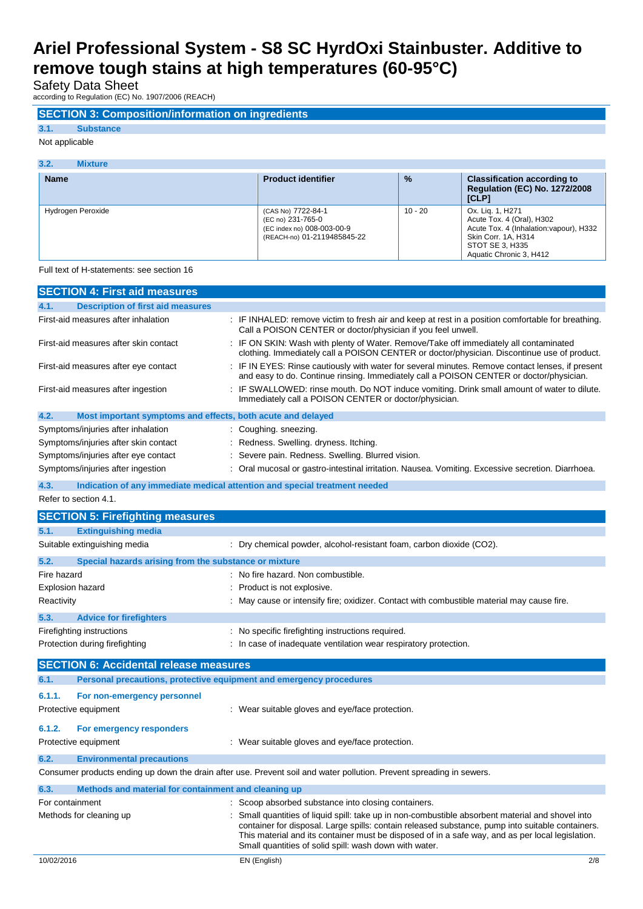# Ariel Professional System - S8 SC HyrdOxi Stainbuster. Additive to remove tough stains at high temperatures (60-95°C)

Safety Data Sheet
according to Regulation (EC) No. 1907/2006 (REACH)

## SECTION 3: Composition/information on ingredients

### 3.1. Substance

Not applicable

### 3.2. Mixture

| Name | Product identifier | % | Classification according to Regulation (EC) No. 1272/2008 [CLP] |
|---|---|---|---|
| Hydrogen Peroxide | (CAS No) 7722-84-1<br>(EC no) 231-765-0<br>(EC index no) 008-003-00-9<br>(REACH-no) 01-2119485845-22 | 10 - 20 | Ox. Liq. 1, H271<br>Acute Tox. 4 (Oral), H302<br>Acute Tox. 4 (Inhalation:vapour), H332<br>Skin Corr. 1A, H314<br>STOT SE 3, H335<br>Aquatic Chronic 3, H412 |

Full text of H-statements: see section 16

## SECTION 4: First aid measures

### 4.1. Description of first aid measures

| | |
|---|---|
| First-aid measures after inhalation | : IF INHALED: remove victim to fresh air and keep at rest in a position comfortable for breathing. Call a POISON CENTER or doctor/physician if you feel unwell. |
| First-aid measures after skin contact | : IF ON SKIN: Wash with plenty of Water. Remove/Take off immediately all contaminated clothing. Immediately call a POISON CENTER or doctor/physician. Discontinue use of product. |
| First-aid measures after eye contact | : IF IN EYES: Rinse cautiously with water for several minutes. Remove contact lenses, if present and easy to do. Continue rinsing. Immediately call a POISON CENTER or doctor/physician. |
| First-aid measures after ingestion | : IF SWALLOWED: rinse mouth. Do NOT induce vomiting. Drink small amount of water to dilute. Immediately call a POISON CENTER or doctor/physician. |

### 4.2. Most important symptoms and effects, both acute and delayed

| | |
|---|---|
| Symptoms/injuries after inhalation | : Coughing. sneezing. |
| Symptoms/injuries after skin contact | : Redness. Swelling. dryness. Itching. |
| Symptoms/injuries after eye contact | : Severe pain. Redness. Swelling. Blurred vision. |
| Symptoms/injuries after ingestion | : Oral mucosal or gastro-intestinal irritation. Nausea. Vomiting. Excessive secretion. Diarrhoea. |

### 4.3. Indication of any immediate medical attention and special treatment needed

Refer to section 4.1.

## SECTION 5: Firefighting measures

### 5.1. Extinguishing media

| | |
|---|---|
| Suitable extinguishing media | : Dry chemical powder, alcohol-resistant foam, carbon dioxide (CO2). |

### 5.2. Special hazards arising from the substance or mixture

| | |
|---|---|
| Fire hazard | : No fire hazard. Non combustible. |
| Explosion hazard | : Product is not explosive. |
| Reactivity | : May cause or intensify fire; oxidizer. Contact with combustible material may cause fire. |

### 5.3. Advice for firefighters

| | |
|---|---|
| Firefighting instructions | : No specific firefighting instructions required. |
| Protection during firefighting | : In case of inadequate ventilation wear respiratory protection. |

## SECTION 6: Accidental release measures

### 6.1. Personal precautions, protective equipment and emergency procedures

#### 6.1.1. For non-emergency personnel

| | |
|---|---|
| Protective equipment | : Wear suitable gloves and eye/face protection. |

#### 6.1.2. For emergency responders

| | |
|---|---|
| Protective equipment | : Wear suitable gloves and eye/face protection. |

### 6.2. Environmental precautions

Consumer products ending up down the drain after use. Prevent soil and water pollution. Prevent spreading in sewers.

### 6.3. Methods and material for containment and cleaning up

| | |
|---|---|
| For containment | : Scoop absorbed substance into closing containers. |
| Methods for cleaning up | : Small quantities of liquid spill: take up in non-combustible absorbent material and shovel into container for disposal. Large spills: contain released substance, pump into suitable containers. This material and its container must be disposed of in a safe way, and as per local legislation. Small quantities of solid spill: wash down with water. |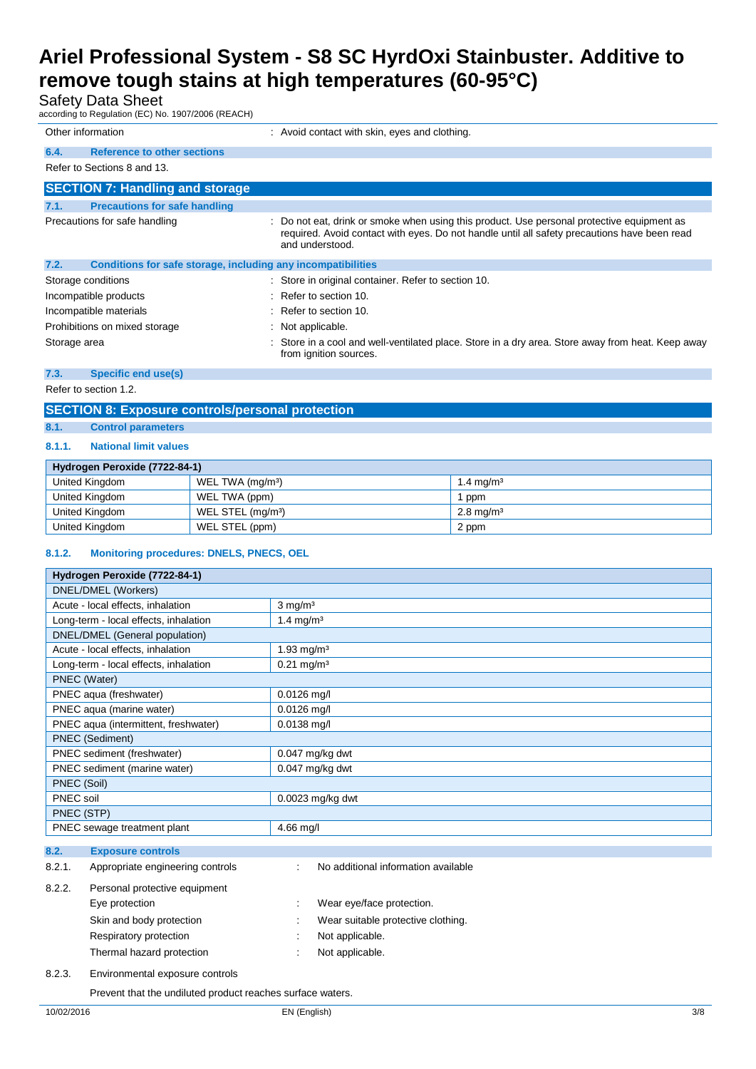| | |
|---|---|
| Other information | : Avoid contact with skin, eyes and clothing. |

**6.4. Reference to other sections**

Refer to Sections 8 and 13.

## SECTION 7: Handling and storage

**7.1. Precautions for safe handling**

| | |
|---|---|
| Precautions for safe handling | : Do not eat, drink or smoke when using this product. Use personal protective equipment as required. Avoid contact with eyes. Do not handle until all safety precautions have been read and understood. |

**7.2. Conditions for safe storage, including any incompatibilities**

| | |
|---|---|
| Storage conditions | : Store in original container. Refer to section 10. |
| Incompatible products | : Refer to section 10. |
| Incompatible materials | : Refer to section 10. |
| Prohibitions on mixed storage | : Not applicable. |
| Storage area | : Store in a cool and well-ventilated place. Store in a dry area. Store away from heat. Keep away from ignition sources. |

**7.3. Specific end use(s)**

Refer to section 1.2.

## SECTION 8: Exposure controls/personal protection

**8.1. Control parameters**

**8.1.1. National limit values**

| Hydrogen Peroxide (7722-84-1) | | |
|---|---|---|
| United Kingdom | WEL TWA (mg/m³) | 1.4 mg/m³ |
| United Kingdom | WEL TWA (ppm) | 1 ppm |
| United Kingdom | WEL STEL (mg/m³) | 2.8 mg/m³ |
| United Kingdom | WEL STEL (ppm) | 2 ppm |

**8.1.2. Monitoring procedures: DNELS, PNECS, OEL**

| Hydrogen Peroxide (7722-84-1) | |
|---|---|
| DNEL/DMEL (Workers) | |
| Acute - local effects, inhalation | 3 mg/m³ |
| Long-term - local effects, inhalation | 1.4 mg/m³ |
| DNEL/DMEL (General population) | |
| Acute - local effects, inhalation | 1.93 mg/m³ |
| Long-term - local effects, inhalation | 0.21 mg/m³ |
| PNEC (Water) | |
| PNEC aqua (freshwater) | 0.0126 mg/l |
| PNEC aqua (marine water) | 0.0126 mg/l |
| PNEC aqua (intermittent, freshwater) | 0.0138 mg/l |
| PNEC (Sediment) | |
| PNEC sediment (freshwater) | 0.047 mg/kg dwt |
| PNEC sediment (marine water) | 0.047 mg/kg dwt |
| PNEC (Soil) | |
| PNEC soil | 0.0023 mg/kg dwt |
| PNEC (STP) | |
| PNEC sewage treatment plant | 4.66 mg/l |

**8.2. Exposure controls**

8.2.1. Appropriate engineering controls : No additional information available

8.2.2. Personal protective equipment

| | |
|---|---|
| Eye protection | : Wear eye/face protection. |
| Skin and body protection | : Wear suitable protective clothing. |
| Respiratory protection | : Not applicable. |
| Thermal hazard protection | : Not applicable. |

8.2.3. Environmental exposure controls

Prevent that the undiluted product reaches surface waters.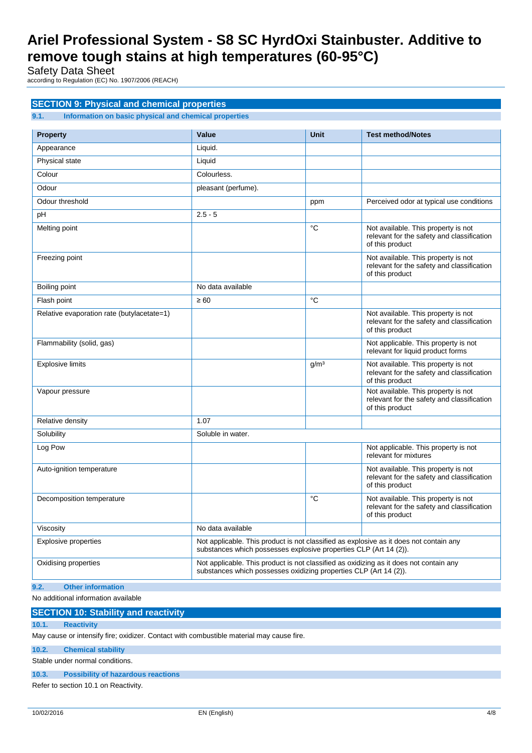## SECTION 9: Physical and chemical properties

### 9.1. Information on basic physical and chemical properties

| Property | Value | Unit | Test method/Notes |
|---|---|---|---|
| Appearance | Liquid. | | |
| Physical state | Liquid | | |
| Colour | Colourless. | | |
| Odour | pleasant (perfume). | | |
| Odour threshold | | ppm | Perceived odor at typical use conditions |
| pH | 2.5 - 5 | | |
| Melting point | | °C | Not available. This property is not relevant for the safety and classification of this product |
| Freezing point | | | Not available. This property is not relevant for the safety and classification of this product |
| Boiling point | No data available | | |
| Flash point | ≥ 60 | °C | |
| Relative evaporation rate (butylacetate=1) | | | Not available. This property is not relevant for the safety and classification of this product |
| Flammability (solid, gas) | | | Not applicable. This property is not relevant for liquid product forms |
| Explosive limits | | $g/m^3$ | Not available. This property is not relevant for the safety and classification of this product |
| Vapour pressure | | | Not available. This property is not relevant for the safety and classification of this product |
| Relative density | 1.07 | | |
| Solubility | Soluble in water. | | |
| Log Pow | | | Not applicable. This property is not relevant for mixtures |
| Auto-ignition temperature | | | Not available. This property is not relevant for the safety and classification of this product |
| Decomposition temperature | | °C | Not available. This property is not relevant for the safety and classification of this product |
| Viscosity | No data available | | |
| Explosive properties | Not applicable. This product is not classified as explosive as it does not contain any substances which possesses explosive properties CLP (Art 14 (2)). | | |
| Oxidising properties | Not applicable. This product is not classified as oxidizing as it does not contain any substances which possesses oxidizing properties CLP (Art 14 (2)). | | |

### 9.2. Other information

No additional information available

## SECTION 10: Stability and reactivity

### 10.1. Reactivity

May cause or intensify fire; oxidizer. Contact with combustible material may cause fire.

### 10.2. Chemical stability

Stable under normal conditions.

### 10.3. Possibility of hazardous reactions

Refer to section 10.1 on Reactivity.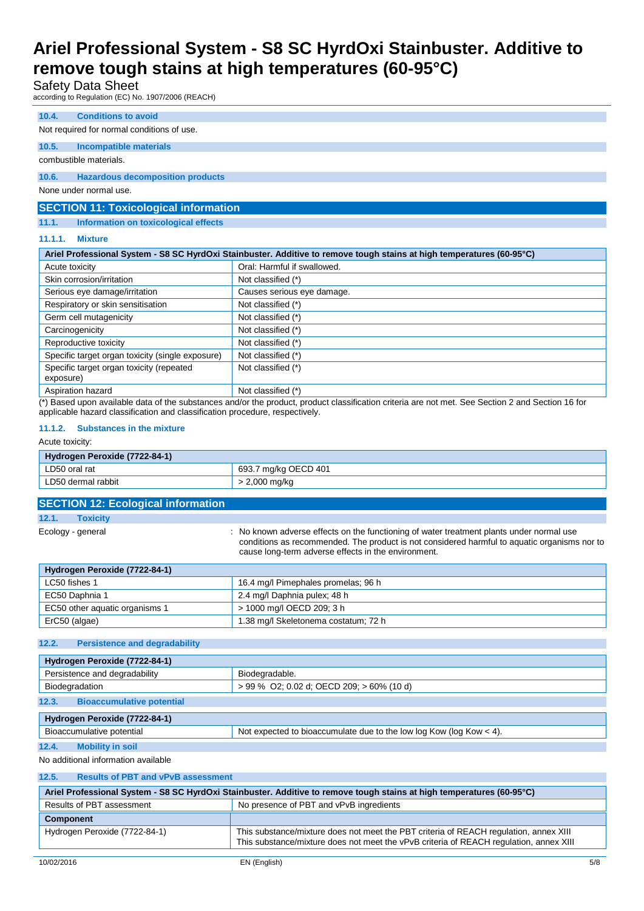#### 10.4. Conditions to avoid

Not required for normal conditions of use.

#### 10.5. Incompatible materials

combustible materials.

#### 10.6. Hazardous decomposition products

None under normal use.

## SECTION 11: Toxicological information

### 11.1. Information on toxicological effects

#### 11.1.1. Mixture

| Ariel Professional System - S8 SC HyrdOxi Stainbuster. Additive to remove tough stains at high temperatures (60-95°C) | |
|---|---|
| Acute toxicity | Oral: Harmful if swallowed. |
| Skin corrosion/irritation | Not classified (*) |
| Serious eye damage/irritation | Causes serious eye damage. |
| Respiratory or skin sensitisation | Not classified (*) |
| Germ cell mutagenicity | Not classified (*) |
| Carcinogenicity | Not classified (*) |
| Reproductive toxicity | Not classified (*) |
| Specific target organ toxicity (single exposure) | Not classified (*) |
| Specific target organ toxicity (repeated exposure) | Not classified (*) |
| Aspiration hazard | Not classified (*) |

(*) Based upon available data of the substances and/or the product, product classification criteria are not met. See Section 2 and Section 16 for applicable hazard classification and classification procedure, respectively.

#### 11.1.2. Substances in the mixture

Acute toxicity:

| Hydrogen Peroxide (7722-84-1) | |
|---|---|
| LD50 oral rat | 693.7 mg/kg OECD 401 |
| LD50 dermal rabbit | > 2,000 mg/kg |

## SECTION 12: Ecological information

### 12.1. Toxicity

Ecology - general : No known adverse effects on the functioning of water treatment plants under normal use conditions as recommended. The product is not considered harmful to aquatic organisms nor to cause long-term adverse effects in the environment.

| Hydrogen Peroxide (7722-84-1) | |
|---|---|
| LC50 fishes 1 | 16.4 mg/l Pimephales promelas; 96 h |
| EC50 Daphnia 1 | 2.4 mg/l Daphnia pulex; 48 h |
| EC50 other aquatic organisms 1 | > 1000 mg/l OECD 209; 3 h |
| ErC50 (algae) | 1.38 mg/l Skeletonema costatum; 72 h |

### 12.2. Persistence and degradability

| Hydrogen Peroxide (7722-84-1) | |
|---|---|
| Persistence and degradability | Biodegradable. |
| Biodegradation | > 99 % O2; 0.02 d; OECD 209; > 60% (10 d) |

### 12.3. Bioaccumulative potential

| Hydrogen Peroxide (7722-84-1) | |
|---|---|
| Bioaccumulative potential | Not expected to bioaccumulate due to the low log Kow (log Kow < 4). |

### 12.4. Mobility in soil

No additional information available

### 12.5. Results of PBT and vPvB assessment

| Ariel Professional System - S8 SC HyrdOxi Stainbuster. Additive to remove tough stains at high temperatures (60-95°C) | |
|---|---|
| Results of PBT assessment | No presence of PBT and vPvB ingredients |
| **Component** | |
| Hydrogen Peroxide (7722-84-1) | This substance/mixture does not meet the PBT criteria of REACH regulation, annex XIII<br>This substance/mixture does not meet the vPvB criteria of REACH regulation, annex XIII |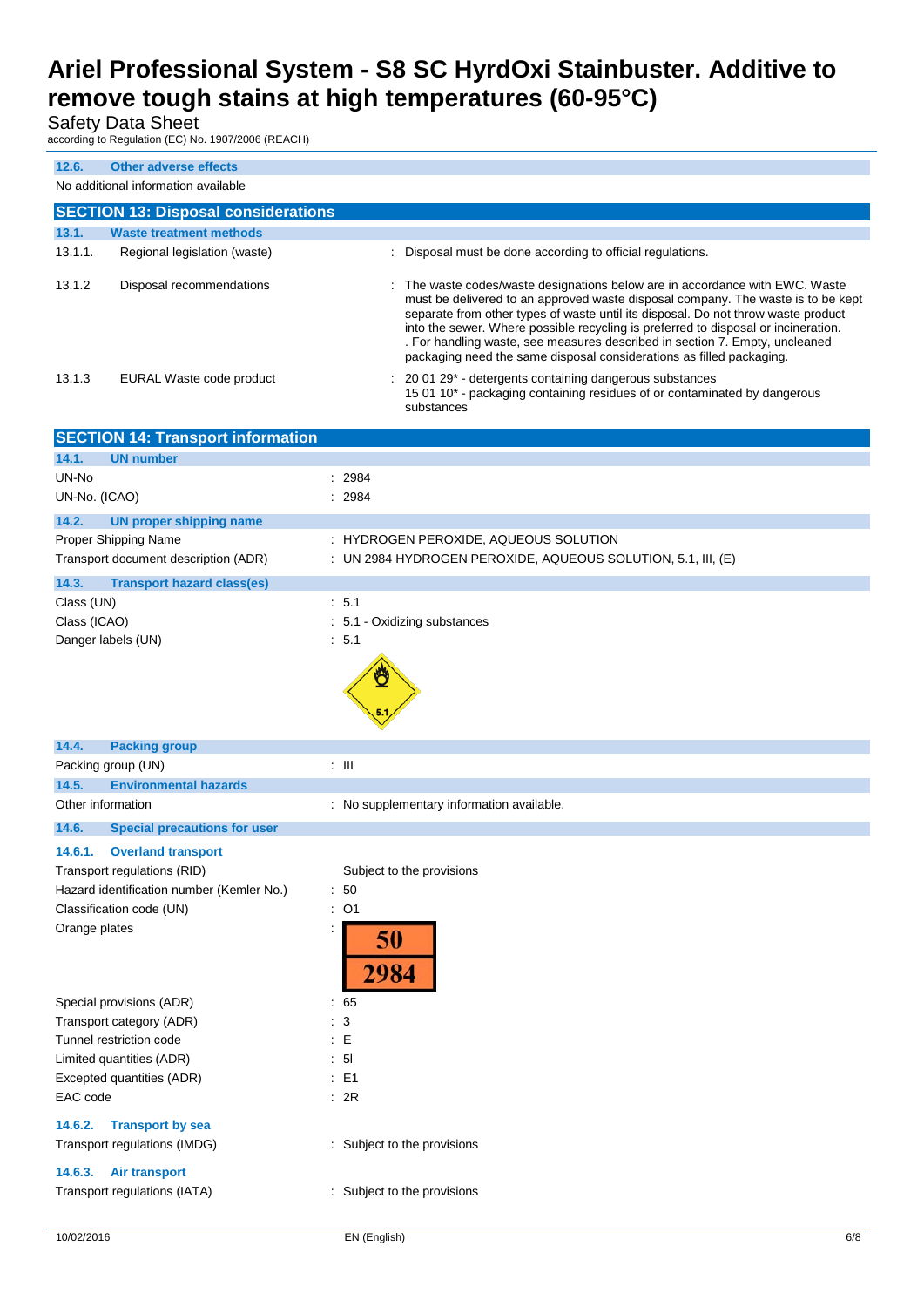### 12.6. Other adverse effects

No additional information available

## SECTION 13: Disposal considerations

### 13.1. Waste treatment methods

| | | |
|---|---|---|
| 13.1.1. | Regional legislation (waste) | : Disposal must be done according to official regulations. |
| 13.1.2 | Disposal recommendations | : The waste codes/waste designations below are in accordance with EWC. Waste must be delivered to an approved waste disposal company. The waste is to be kept separate from other types of waste until its disposal. Do not throw waste product into the sewer. Where possible recycling is preferred to disposal or incineration. . For handling waste, see measures described in section 7. Empty, uncleaned packaging need the same disposal considerations as filled packaging. |
| 13.1.3 | EURAL Waste code product | : 20 01 29* - detergents containing dangerous substances<br>15 01 10* - packaging containing residues of or contaminated by dangerous substances |

## SECTION 14: Transport information

### 14.1. UN number

UN-No : 2984

UN-No. (ICAO) : 2984

### 14.2. UN proper shipping name

Proper Shipping Name : HYDROGEN PEROXIDE, AQUEOUS SOLUTION

Transport document description (ADR) : UN 2984 HYDROGEN PEROXIDE, AQUEOUS SOLUTION, 5.1, III, (E)

### 14.3. Transport hazard class(es)

Class (UN) : 5.1

Class (ICAO) : 5.1 - Oxidizing substances

Danger labels (UN) : 5.1

### 14.4. Packing group

Packing group (UN) : III

### 14.5. Environmental hazards

Other information : No supplementary information available.

### 14.6. Special precautions for user

#### 14.6.1. Overland transport

Transport regulations (RID) Subject to the provisions

Hazard identification number (Kemler No.) : 50

Classification code (UN) : O1

Orange plates : 50 / 2984

Special provisions (ADR) : 65

Transport category (ADR) : 3

Tunnel restriction code : E

Limited quantities (ADR) : 5l

Excepted quantities (ADR) : E1

EAC code : 2R

#### 14.6.2. Transport by sea

Transport regulations (IMDG) : Subject to the provisions

#### 14.6.3. Air transport

Transport regulations (IATA) : Subject to the provisions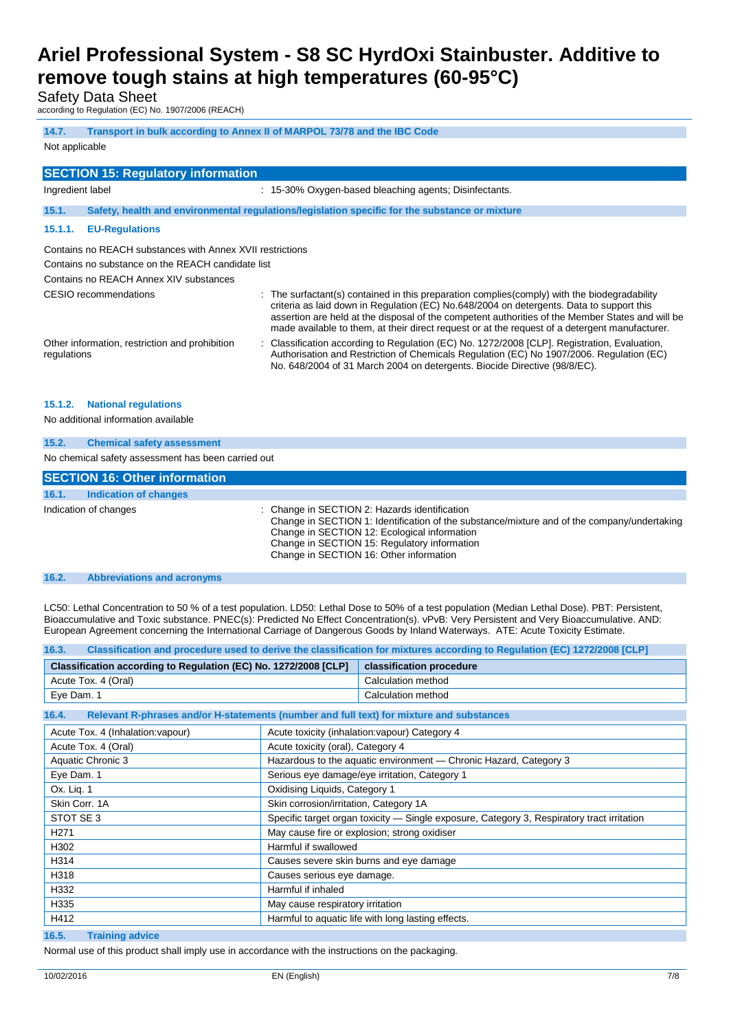#### 14.7. Transport in bulk according to Annex II of MARPOL 73/78 and the IBC Code

Not applicable

## SECTION 15: Regulatory information

Ingredient label : 15-30% Oxygen-based bleaching agents; Disinfectants.

### 15.1. Safety, health and environmental regulations/legislation specific for the substance or mixture

#### 15.1.1. EU-Regulations

Contains no REACH substances with Annex XVII restrictions

Contains no substance on the REACH candidate list

Contains no REACH Annex XIV substances

CESIO recommendations : The surfactant(s) contained in this preparation complies(comply) with the biodegradability criteria as laid down in Regulation (EC) No.648/2004 on detergents. Data to support this assertion are held at the disposal of the competent authorities of the Member States and will be made available to them, at their direct request or at the request of a detergent manufacturer.

Other information, restriction and prohibition regulations : Classification according to Regulation (EC) No. 1272/2008 [CLP]. Registration, Evaluation, Authorisation and Restriction of Chemicals Regulation (EC) No 1907/2006. Regulation (EC) No. 648/2004 of 31 March 2004 on detergents. Biocide Directive (98/8/EC).

#### 15.1.2. National regulations

No additional information available

### 15.2. Chemical safety assessment

No chemical safety assessment has been carried out

## SECTION 16: Other information

### 16.1. Indication of changes

Indication of changes : Change in SECTION 2: Hazards identification
Change in SECTION 1: Identification of the substance/mixture and of the company/undertaking
Change in SECTION 12: Ecological information
Change in SECTION 15: Regulatory information
Change in SECTION 16: Other information

### 16.2. Abbreviations and acronyms

LC50: Lethal Concentration to 50 % of a test population. LD50: Lethal Dose to 50% of a test population (Median Lethal Dose). PBT: Persistent, Bioaccumulative and Toxic substance. PNEC(s): Predicted No Effect Concentration(s). vPvB: Very Persistent and Very Bioaccumulative. AND: European Agreement concerning the International Carriage of Dangerous Goods by Inland Waterways. ATE: Acute Toxicity Estimate.

### 16.3. Classification and procedure used to derive the classification for mixtures according to Regulation (EC) 1272/2008 [CLP]

| Classification according to Regulation (EC) No. 1272/2008 [CLP] | classification procedure |
|---|---|
| Acute Tox. 4 (Oral) | Calculation method |
| Eye Dam. 1 | Calculation method |

### 16.4. Relevant R-phrases and/or H-statements (number and full text) for mixture and substances

| | |
|---|---|
| Acute Tox. 4 (Inhalation:vapour) | Acute toxicity (inhalation:vapour) Category 4 |
| Acute Tox. 4 (Oral) | Acute toxicity (oral), Category 4 |
| Aquatic Chronic 3 | Hazardous to the aquatic environment — Chronic Hazard, Category 3 |
| Eye Dam. 1 | Serious eye damage/eye irritation, Category 1 |
| Ox. Liq. 1 | Oxidising Liquids, Category 1 |
| Skin Corr. 1A | Skin corrosion/irritation, Category 1A |
| STOT SE 3 | Specific target organ toxicity — Single exposure, Category 3, Respiratory tract irritation |
| H271 | May cause fire or explosion; strong oxidiser |
| H302 | Harmful if swallowed |
| H314 | Causes severe skin burns and eye damage |
| H318 | Causes serious eye damage. |
| H332 | Harmful if inhaled |
| H335 | May cause respiratory irritation |
| H412 | Harmful to aquatic life with long lasting effects. |

### 16.5. Training advice

Normal use of this product shall imply use in accordance with the instructions on the packaging.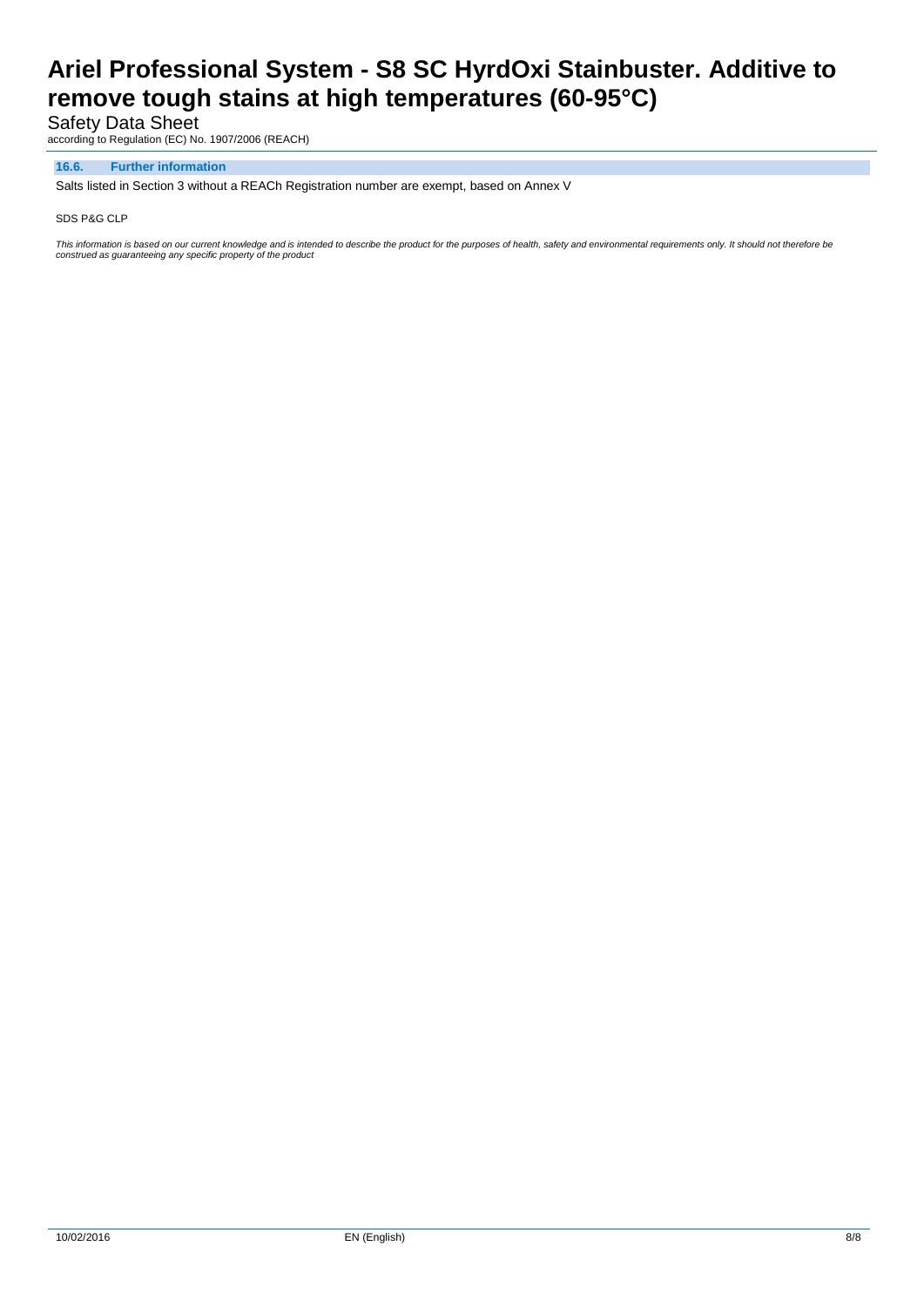### 16.6. Further information

Salts listed in Section 3 without a REACh Registration number are exempt, based on Annex V

SDS P&G CLP

*This information is based on our current knowledge and is intended to describe the product for the purposes of health, safety and environmental requirements only. It should not therefore be construed as guaranteeing any specific property of the product*